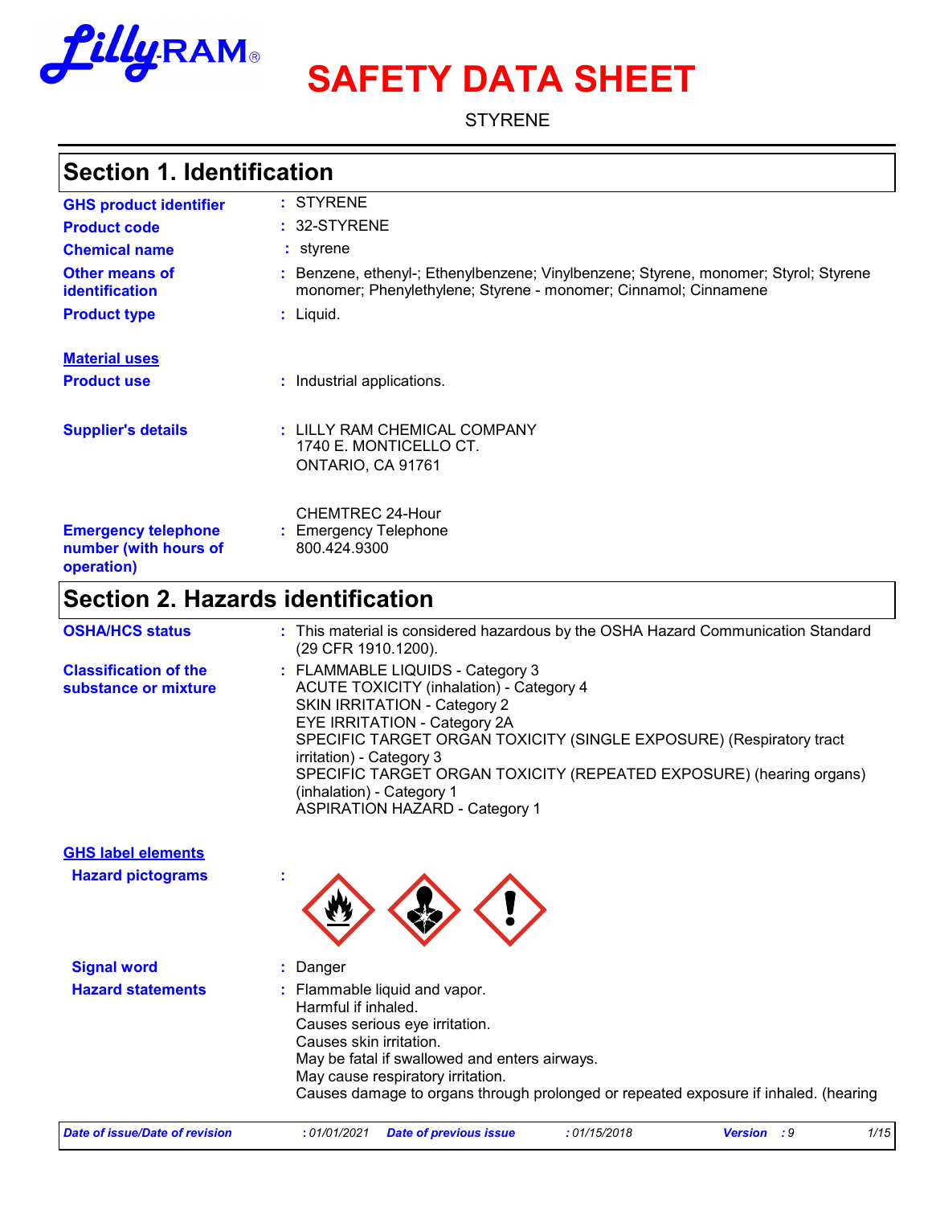# SAFETY DATA SHEET

STYRENE

## Section 1. Identification

**GHS product identifier** : STYRENE

**Product code** : 32-STYRENE

**Chemical name** : styrene

**Other means of identification** : Benzene, ethenyl-; Ethenylbenzene; Vinylbenzene; Styrene, monomer; Styrol; Styrene monomer; Phenylethylene; Styrene - monomer; Cinnamol; Cinnamene

**Product type** : Liquid.

**Material uses**

**Product use** : Industrial applications.

**Supplier's details** : LILLY RAM CHEMICAL COMPANY
1740 E. MONTICELLO CT.
ONTARIO, CA 91761

**Emergency telephone number (with hours of operation)** : CHEMTREC 24-Hour Emergency Telephone
800.424.9300

## Section 2. Hazards identification

**OSHA/HCS status** : This material is considered hazardous by the OSHA Hazard Communication Standard (29 CFR 1910.1200).

**Classification of the substance or mixture** : FLAMMABLE LIQUIDS - Category 3
ACUTE TOXICITY (inhalation) - Category 4
SKIN IRRITATION - Category 2
EYE IRRITATION - Category 2A
SPECIFIC TARGET ORGAN TOXICITY (SINGLE EXPOSURE) (Respiratory tract irritation) - Category 3
SPECIFIC TARGET ORGAN TOXICITY (REPEATED EXPOSURE) (hearing organs) (inhalation) - Category 1
ASPIRATION HAZARD - Category 1

**GHS label elements**

**Hazard pictograms** :

**Signal word** : Danger

**Hazard statements** : Flammable liquid and vapor.
Harmful if inhaled.
Causes serious eye irritation.
Causes skin irritation.
May be fatal if swallowed and enters airways.
May cause respiratory irritation.
Causes damage to organs through prolonged or repeated exposure if inhaled. (hearing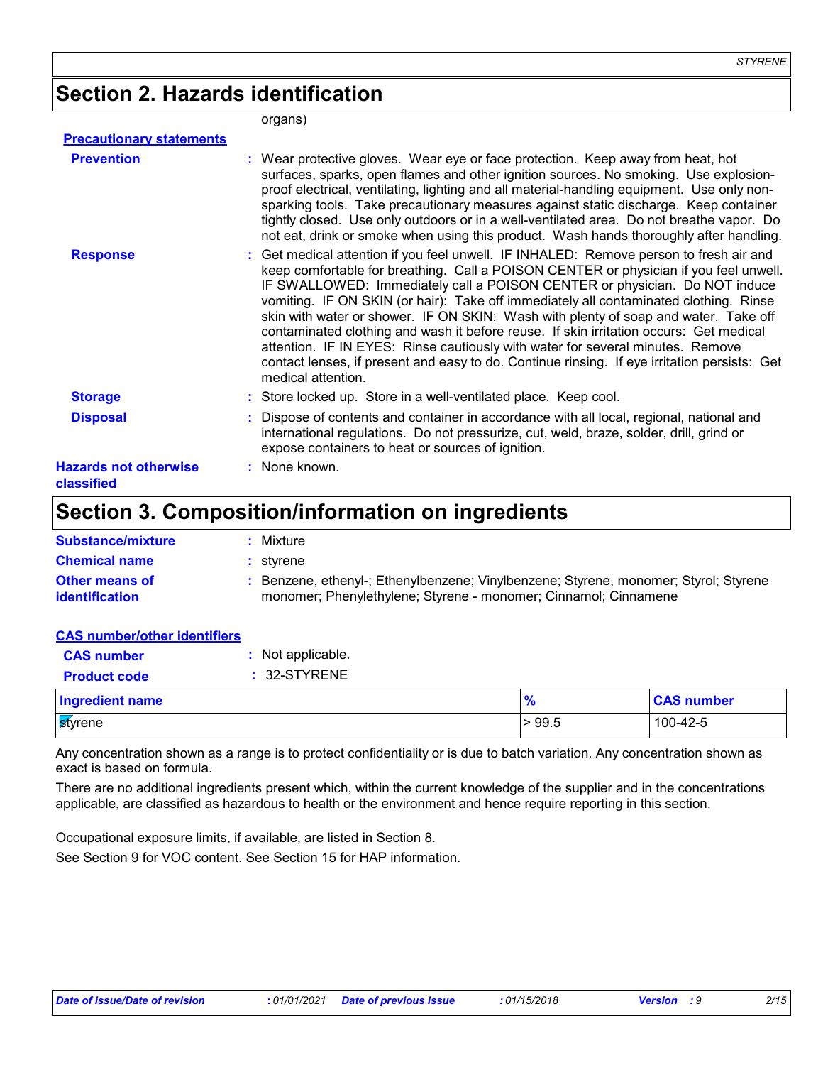## Section 2. Hazards identification

organs)

**Precautionary statements**

**Prevention** : Wear protective gloves. Wear eye or face protection. Keep away from heat, hot surfaces, sparks, open flames and other ignition sources. No smoking. Use explosion-proof electrical, ventilating, lighting and all material-handling equipment. Use only non-sparking tools. Take precautionary measures against static discharge. Keep container tightly closed. Use only outdoors or in a well-ventilated area. Do not breathe vapor. Do not eat, drink or smoke when using this product. Wash hands thoroughly after handling.

**Response** : Get medical attention if you feel unwell. IF INHALED: Remove person to fresh air and keep comfortable for breathing. Call a POISON CENTER or physician if you feel unwell. IF SWALLOWED: Immediately call a POISON CENTER or physician. Do NOT induce vomiting. IF ON SKIN (or hair): Take off immediately all contaminated clothing. Rinse skin with water or shower. IF ON SKIN: Wash with plenty of soap and water. Take off contaminated clothing and wash it before reuse. If skin irritation occurs: Get medical attention. IF IN EYES: Rinse cautiously with water for several minutes. Remove contact lenses, if present and easy to do. Continue rinsing. If eye irritation persists: Get medical attention.

**Storage** : Store locked up. Store in a well-ventilated place. Keep cool.

**Disposal** : Dispose of contents and container in accordance with all local, regional, national and international regulations. Do not pressurize, cut, weld, braze, solder, drill, grind or expose containers to heat or sources of ignition.

**Hazards not otherwise classified** : None known.

## Section 3. Composition/information on ingredients

**Substance/mixture** : Mixture

**Chemical name** : styrene

**Other means of identification** : Benzene, ethenyl-; Ethenylbenzene; Vinylbenzene; Styrene, monomer; Styrol; Styrene monomer; Phenylethylene; Styrene - monomer; Cinnamol; Cinnamene

**CAS number/other identifiers**

**CAS number** : Not applicable.

**Product code** : 32-STYRENE

| Ingredient name | % | CAS number |
|---|---|---|
| styrene | > 99.5 | 100-42-5 |

Any concentration shown as a range is to protect confidentiality or is due to batch variation. Any concentration shown as exact is based on formula.

There are no additional ingredients present which, within the current knowledge of the supplier and in the concentrations applicable, are classified as hazardous to health or the environment and hence require reporting in this section.

Occupational exposure limits, if available, are listed in Section 8.

See Section 9 for VOC content. See Section 15 for HAP information.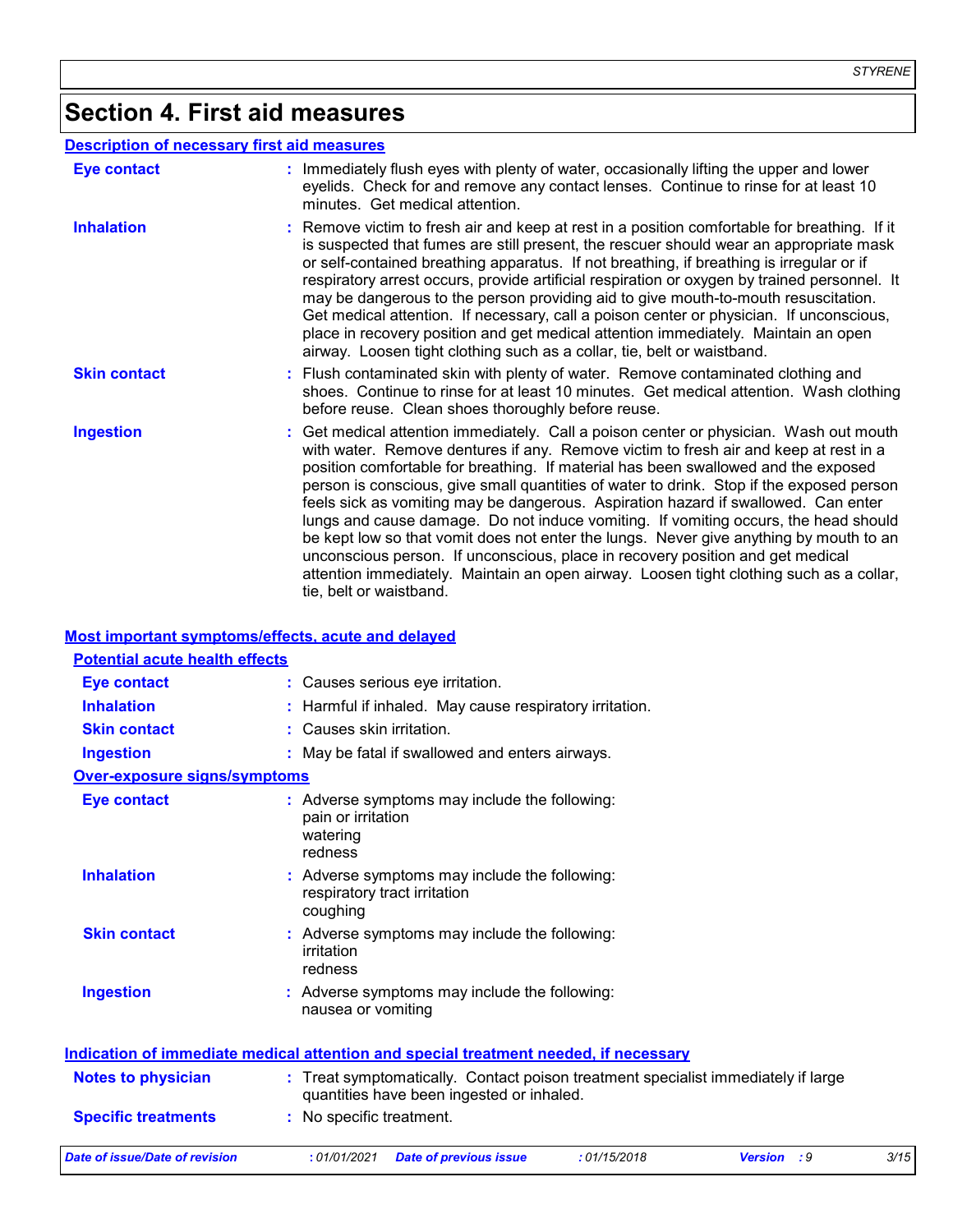# Section 4. First aid measures

## Description of necessary first aid measures

| | |
|---|---|
| **Eye contact** | Immediately flush eyes with plenty of water, occasionally lifting the upper and lower eyelids. Check for and remove any contact lenses. Continue to rinse for at least 10 minutes. Get medical attention. |
| **Inhalation** | Remove victim to fresh air and keep at rest in a position comfortable for breathing. If it is suspected that fumes are still present, the rescuer should wear an appropriate mask or self-contained breathing apparatus. If not breathing, if breathing is irregular or if respiratory arrest occurs, provide artificial respiration or oxygen by trained personnel. It may be dangerous to the person providing aid to give mouth-to-mouth resuscitation. Get medical attention. If necessary, call a poison center or physician. If unconscious, place in recovery position and get medical attention immediately. Maintain an open airway. Loosen tight clothing such as a collar, tie, belt or waistband. |
| **Skin contact** | Flush contaminated skin with plenty of water. Remove contaminated clothing and shoes. Continue to rinse for at least 10 minutes. Get medical attention. Wash clothing before reuse. Clean shoes thoroughly before reuse. |
| **Ingestion** | Get medical attention immediately. Call a poison center or physician. Wash out mouth with water. Remove dentures if any. Remove victim to fresh air and keep at rest in a position comfortable for breathing. If material has been swallowed and the exposed person is conscious, give small quantities of water to drink. Stop if the exposed person feels sick as vomiting may be dangerous. Aspiration hazard if swallowed. Can enter lungs and cause damage. Do not induce vomiting. If vomiting occurs, the head should be kept low so that vomit does not enter the lungs. Never give anything by mouth to an unconscious person. If unconscious, place in recovery position and get medical attention immediately. Maintain an open airway. Loosen tight clothing such as a collar, tie, belt or waistband. |

## Most important symptoms/effects, acute and delayed

### Potential acute health effects

| | |
|---|---|
| **Eye contact** | Causes serious eye irritation. |
| **Inhalation** | Harmful if inhaled. May cause respiratory irritation. |
| **Skin contact** | Causes skin irritation. |
| **Ingestion** | May be fatal if swallowed and enters airways. |

### Over-exposure signs/symptoms

| | |
|---|---|
| **Eye contact** | Adverse symptoms may include the following:<br>pain or irritation<br>watering<br>redness |
| **Inhalation** | Adverse symptoms may include the following:<br>respiratory tract irritation<br>coughing |
| **Skin contact** | Adverse symptoms may include the following:<br>irritation<br>redness |
| **Ingestion** | Adverse symptoms may include the following:<br>nausea or vomiting |

## Indication of immediate medical attention and special treatment needed, if necessary

| | |
|---|---|
| **Notes to physician** | Treat symptomatically. Contact poison treatment specialist immediately if large quantities have been ingested or inhaled. |
| **Specific treatments** | No specific treatment. |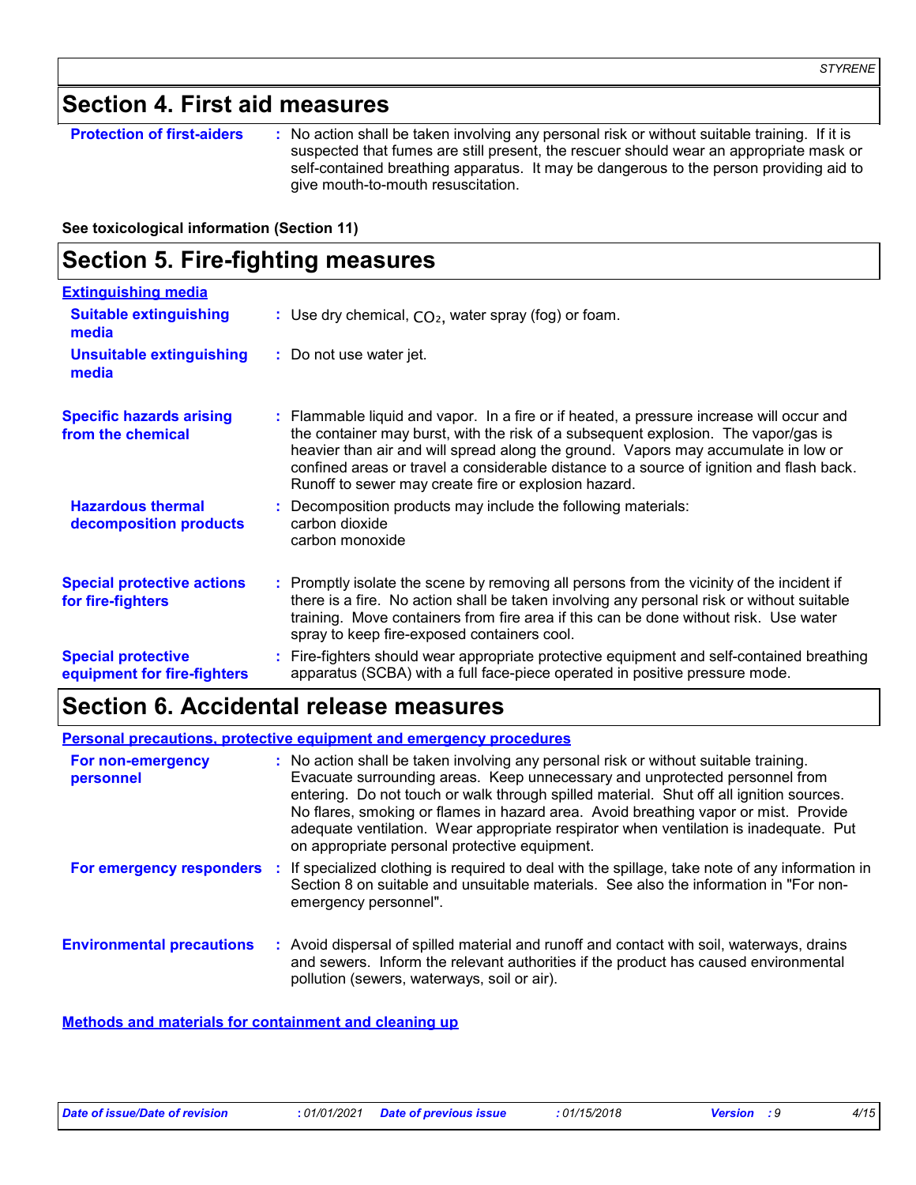## Section 4. First aid measures

**Protection of first-aiders** : No action shall be taken involving any personal risk or without suitable training. If it is suspected that fumes are still present, the rescuer should wear an appropriate mask or self-contained breathing apparatus. It may be dangerous to the person providing aid to give mouth-to-mouth resuscitation.

**See toxicological information (Section 11)**

## Section 5. Fire-fighting measures

**Extinguishing media**

**Suitable extinguishing media** : Use dry chemical, $CO_2$, water spray (fog) or foam.

**Unsuitable extinguishing media** : Do not use water jet.

**Specific hazards arising from the chemical** : Flammable liquid and vapor. In a fire or if heated, a pressure increase will occur and the container may burst, with the risk of a subsequent explosion. The vapor/gas is heavier than air and will spread along the ground. Vapors may accumulate in low or confined areas or travel a considerable distance to a source of ignition and flash back. Runoff to sewer may create fire or explosion hazard.

**Hazardous thermal decomposition products** : Decomposition products may include the following materials:
carbon dioxide
carbon monoxide

**Special protective actions for fire-fighters** : Promptly isolate the scene by removing all persons from the vicinity of the incident if there is a fire. No action shall be taken involving any personal risk or without suitable training. Move containers from fire area if this can be done without risk. Use water spray to keep fire-exposed containers cool.

**Special protective equipment for fire-fighters** : Fire-fighters should wear appropriate protective equipment and self-contained breathing apparatus (SCBA) with a full face-piece operated in positive pressure mode.

## Section 6. Accidental release measures

**Personal precautions, protective equipment and emergency procedures**

**For non-emergency personnel** : No action shall be taken involving any personal risk or without suitable training. Evacuate surrounding areas. Keep unnecessary and unprotected personnel from entering. Do not touch or walk through spilled material. Shut off all ignition sources. No flares, smoking or flames in hazard area. Avoid breathing vapor or mist. Provide adequate ventilation. Wear appropriate respirator when ventilation is inadequate. Put on appropriate personal protective equipment.

**For emergency responders** : If specialized clothing is required to deal with the spillage, take note of any information in Section 8 on suitable and unsuitable materials. See also the information in "For non-emergency personnel".

**Environmental precautions** : Avoid dispersal of spilled material and runoff and contact with soil, waterways, drains and sewers. Inform the relevant authorities if the product has caused environmental pollution (sewers, waterways, soil or air).

**Methods and materials for containment and cleaning up**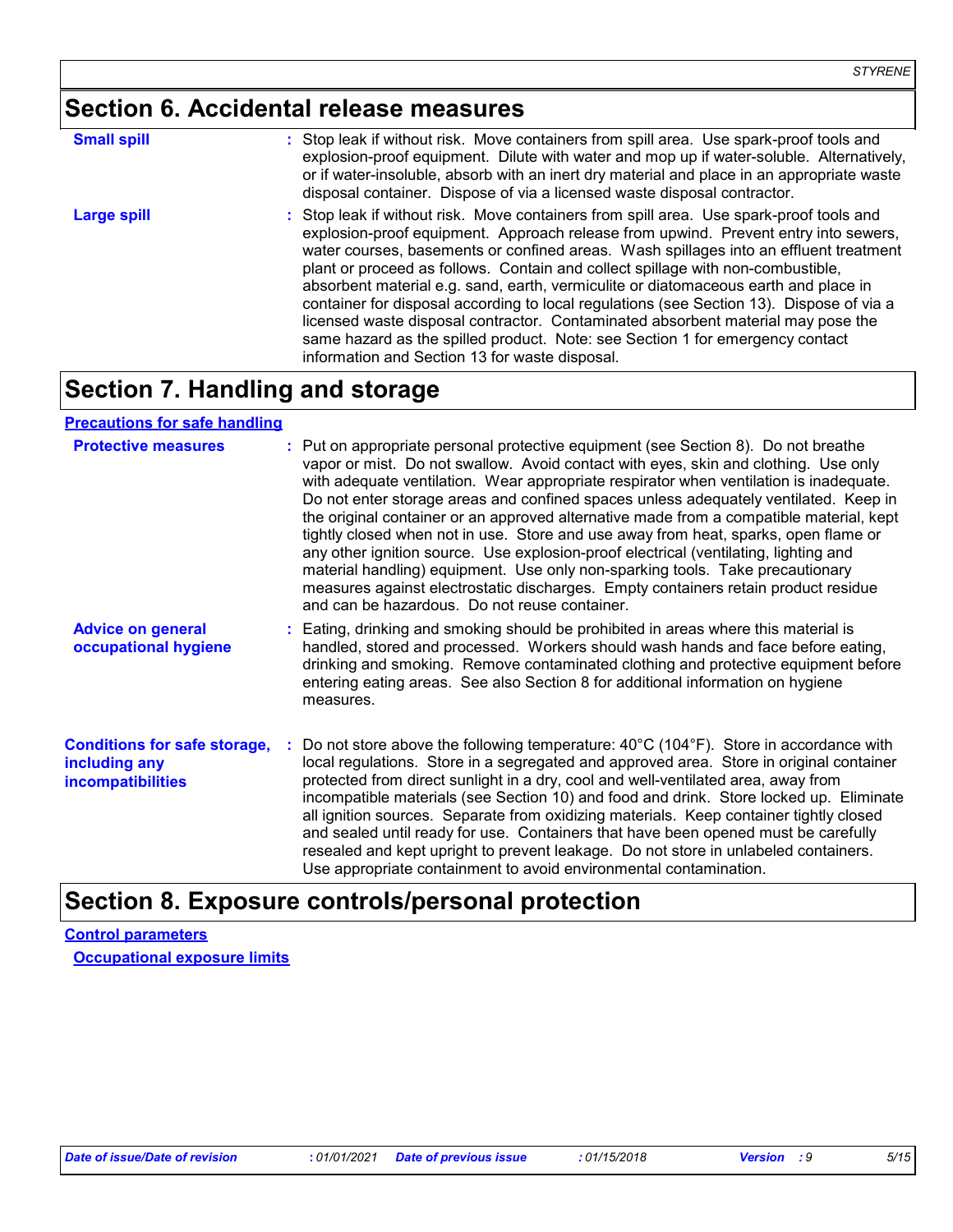## Section 6. Accidental release measures

**Small spill** : Stop leak if without risk. Move containers from spill area. Use spark-proof tools and explosion-proof equipment. Dilute with water and mop up if water-soluble. Alternatively, or if water-insoluble, absorb with an inert dry material and place in an appropriate waste disposal container. Dispose of via a licensed waste disposal contractor.

**Large spill** : Stop leak if without risk. Move containers from spill area. Use spark-proof tools and explosion-proof equipment. Approach release from upwind. Prevent entry into sewers, water courses, basements or confined areas. Wash spillages into an effluent treatment plant or proceed as follows. Contain and collect spillage with non-combustible, absorbent material e.g. sand, earth, vermiculite or diatomaceous earth and place in container for disposal according to local regulations (see Section 13). Dispose of via a licensed waste disposal contractor. Contaminated absorbent material may pose the same hazard as the spilled product. Note: see Section 1 for emergency contact information and Section 13 for waste disposal.

## Section 7. Handling and storage

### Precautions for safe handling

**Protective measures** : Put on appropriate personal protective equipment (see Section 8). Do not breathe vapor or mist. Do not swallow. Avoid contact with eyes, skin and clothing. Use only with adequate ventilation. Wear appropriate respirator when ventilation is inadequate. Do not enter storage areas and confined spaces unless adequately ventilated. Keep in the original container or an approved alternative made from a compatible material, kept tightly closed when not in use. Store and use away from heat, sparks, open flame or any other ignition source. Use explosion-proof electrical (ventilating, lighting and material handling) equipment. Use only non-sparking tools. Take precautionary measures against electrostatic discharges. Empty containers retain product residue and can be hazardous. Do not reuse container.

**Advice on general occupational hygiene** : Eating, drinking and smoking should be prohibited in areas where this material is handled, stored and processed. Workers should wash hands and face before eating, drinking and smoking. Remove contaminated clothing and protective equipment before entering eating areas. See also Section 8 for additional information on hygiene measures.

**Conditions for safe storage, including any incompatibilities** : Do not store above the following temperature: 40°C (104°F). Store in accordance with local regulations. Store in a segregated and approved area. Store in original container protected from direct sunlight in a dry, cool and well-ventilated area, away from incompatible materials (see Section 10) and food and drink. Store locked up. Eliminate all ignition sources. Separate from oxidizing materials. Keep container tightly closed and sealed until ready for use. Containers that have been opened must be carefully resealed and kept upright to prevent leakage. Do not store in unlabeled containers. Use appropriate containment to avoid environmental contamination.

## Section 8. Exposure controls/personal protection

### Control parameters

**Occupational exposure limits**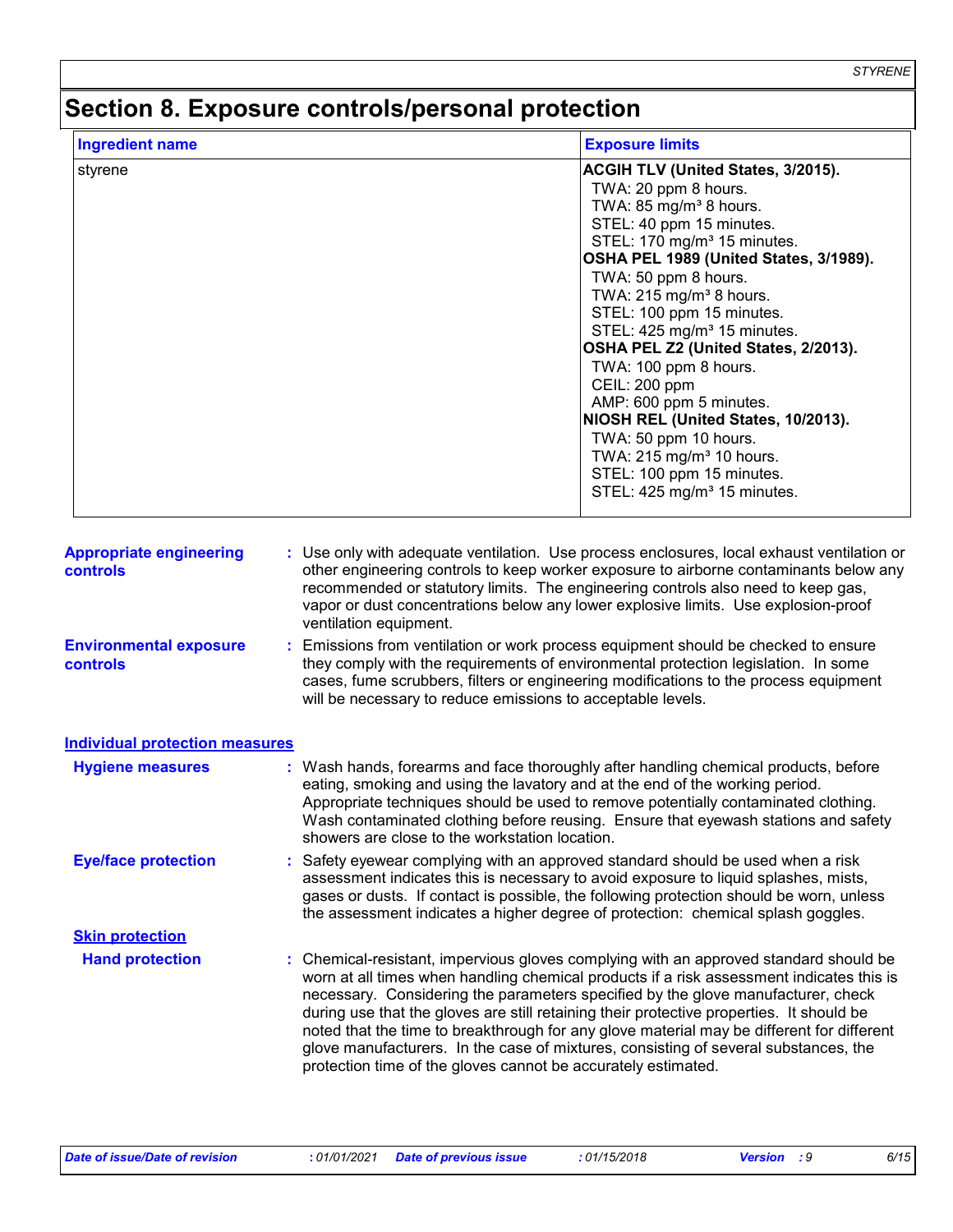# Section 8. Exposure controls/personal protection

| Ingredient name | Exposure limits |
|---|---|
| styrene | **ACGIH TLV (United States, 3/2015).**<br>TWA: 20 ppm 8 hours.<br>TWA: 85 mg/m³ 8 hours.<br>STEL: 40 ppm 15 minutes.<br>STEL: 170 mg/m³ 15 minutes.<br>**OSHA PEL 1989 (United States, 3/1989).**<br>TWA: 50 ppm 8 hours.<br>TWA: 215 mg/m³ 8 hours.<br>STEL: 100 ppm 15 minutes.<br>STEL: 425 mg/m³ 15 minutes.<br>**OSHA PEL Z2 (United States, 2/2013).**<br>TWA: 100 ppm 8 hours.<br>CEIL: 200 ppm<br>AMP: 600 ppm 5 minutes.<br>**NIOSH REL (United States, 10/2013).**<br>TWA: 50 ppm 10 hours.<br>TWA: 215 mg/m³ 10 hours.<br>STEL: 100 ppm 15 minutes.<br>STEL: 425 mg/m³ 15 minutes. |

**Appropriate engineering controls** : Use only with adequate ventilation. Use process enclosures, local exhaust ventilation or other engineering controls to keep worker exposure to airborne contaminants below any recommended or statutory limits. The engineering controls also need to keep gas, vapor or dust concentrations below any lower explosive limits. Use explosion-proof ventilation equipment.

**Environmental exposure controls** : Emissions from ventilation or work process equipment should be checked to ensure they comply with the requirements of environmental protection legislation. In some cases, fume scrubbers, filters or engineering modifications to the process equipment will be necessary to reduce emissions to acceptable levels.

## Individual protection measures

**Hygiene measures** : Wash hands, forearms and face thoroughly after handling chemical products, before eating, smoking and using the lavatory and at the end of the working period. Appropriate techniques should be used to remove potentially contaminated clothing. Wash contaminated clothing before reusing. Ensure that eyewash stations and safety showers are close to the workstation location.

**Eye/face protection** : Safety eyewear complying with an approved standard should be used when a risk assessment indicates this is necessary to avoid exposure to liquid splashes, mists, gases or dusts. If contact is possible, the following protection should be worn, unless the assessment indicates a higher degree of protection: chemical splash goggles.

### Skin protection

**Hand protection** : Chemical-resistant, impervious gloves complying with an approved standard should be worn at all times when handling chemical products if a risk assessment indicates this is necessary. Considering the parameters specified by the glove manufacturer, check during use that the gloves are still retaining their protective properties. It should be noted that the time to breakthrough for any glove material may be different for different glove manufacturers. In the case of mixtures, consisting of several substances, the protection time of the gloves cannot be accurately estimated.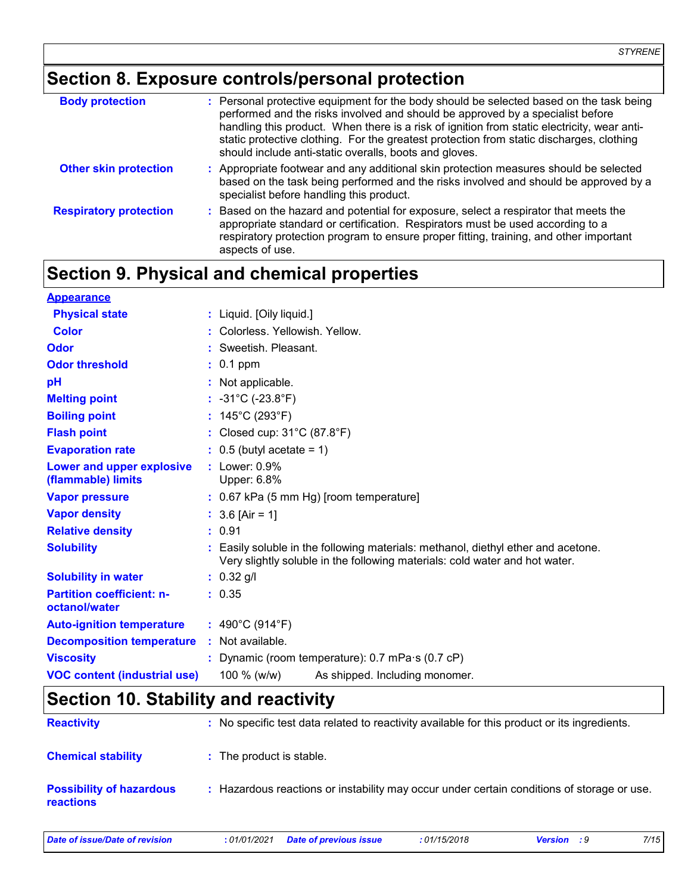## Section 8. Exposure controls/personal protection

| | |
|---|---|
| **Body protection** | : Personal protective equipment for the body should be selected based on the task being performed and the risks involved and should be approved by a specialist before handling this product. When there is a risk of ignition from static electricity, wear anti-static protective clothing. For the greatest protection from static discharges, clothing should include anti-static overalls, boots and gloves. |
| **Other skin protection** | : Appropriate footwear and any additional skin protection measures should be selected based on the task being performed and the risks involved and should be approved by a specialist before handling this product. |
| **Respiratory protection** | : Based on the hazard and potential for exposure, select a respirator that meets the appropriate standard or certification. Respirators must be used according to a respiratory protection program to ensure proper fitting, training, and other important aspects of use. |

## Section 9. Physical and chemical properties

**Appearance**

| | |
|---|---|
| **Physical state** | : Liquid. [Oily liquid.] |
| **Color** | : Colorless. Yellowish. Yellow. |
| **Odor** | : Sweetish. Pleasant. |
| **Odor threshold** | : 0.1 ppm |
| **pH** | : Not applicable. |
| **Melting point** | : -31°C (-23.8°F) |
| **Boiling point** | : 145°C (293°F) |
| **Flash point** | : Closed cup: 31°C (87.8°F) |
| **Evaporation rate** | : 0.5 (butyl acetate = 1) |
| **Lower and upper explosive (flammable) limits** | : Lower: 0.9%<br>Upper: 6.8% |
| **Vapor pressure** | : 0.67 kPa (5 mm Hg) [room temperature] |
| **Vapor density** | : 3.6 [Air = 1] |
| **Relative density** | : 0.91 |
| **Solubility** | : Easily soluble in the following materials: methanol, diethyl ether and acetone.<br>Very slightly soluble in the following materials: cold water and hot water. |
| **Solubility in water** | : 0.32 g/l |
| **Partition coefficient: n-octanol/water** | : 0.35 |
| **Auto-ignition temperature** | : 490°C (914°F) |
| **Decomposition temperature** | : Not available. |
| **Viscosity** | : Dynamic (room temperature): 0.7 mPa·s (0.7 cP) |
| **VOC content (industrial use)** | 100 % (w/w) As shipped. Including monomer. |

## Section 10. Stability and reactivity

| | |
|---|---|
| **Reactivity** | : No specific test data related to reactivity available for this product or its ingredients. |
| **Chemical stability** | : The product is stable. |
| **Possibility of hazardous reactions** | : Hazardous reactions or instability may occur under certain conditions of storage or use. |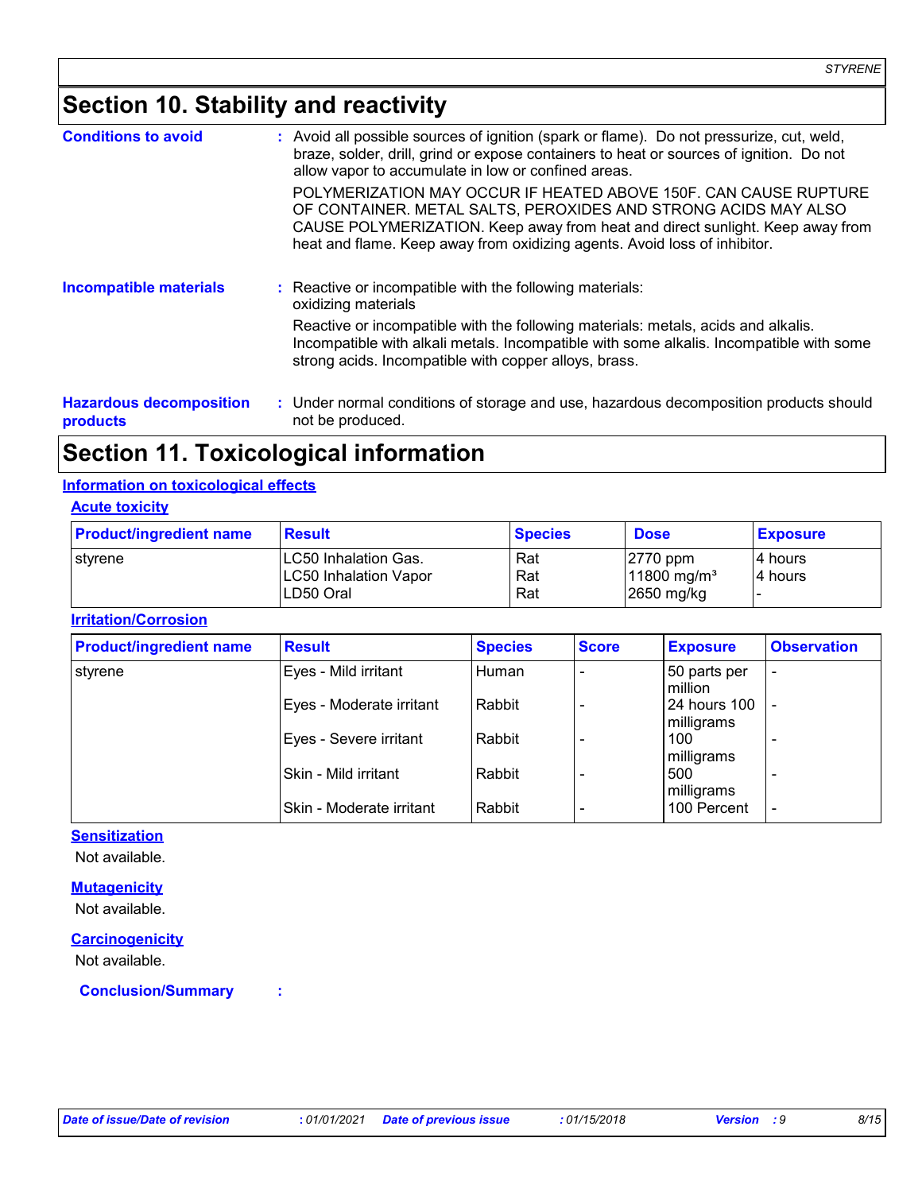## Section 10. Stability and reactivity

**Conditions to avoid** : Avoid all possible sources of ignition (spark or flame). Do not pressurize, cut, weld, braze, solder, drill, grind or expose containers to heat or sources of ignition. Do not allow vapor to accumulate in low or confined areas.

POLYMERIZATION MAY OCCUR IF HEATED ABOVE 150F. CAN CAUSE RUPTURE OF CONTAINER. METAL SALTS, PEROXIDES AND STRONG ACIDS MAY ALSO CAUSE POLYMERIZATION. Keep away from heat and direct sunlight. Keep away from heat and flame. Keep away from oxidizing agents. Avoid loss of inhibitor.

**Incompatible materials** : Reactive or incompatible with the following materials: oxidizing materials

Reactive or incompatible with the following materials: metals, acids and alkalis. Incompatible with alkali metals. Incompatible with some alkalis. Incompatible with some strong acids. Incompatible with copper alloys, brass.

**Hazardous decomposition products** : Under normal conditions of storage and use, hazardous decomposition products should not be produced.

## Section 11. Toxicological information

### Information on toxicological effects

#### Acute toxicity

| Product/ingredient name | Result | Species | Dose | Exposure |
|---|---|---|---|---|
| styrene | LC50 Inhalation Gas.<br>LC50 Inhalation Vapor<br>LD50 Oral | Rat<br>Rat<br>Rat | 2770 ppm<br>11800 mg/m³<br>2650 mg/kg | 4 hours<br>4 hours<br>- |

#### Irritation/Corrosion

| Product/ingredient name | Result | Species | Score | Exposure | Observation |
|---|---|---|---|---|---|
| styrene | Eyes - Mild irritant | Human | - | 50 parts per million | - |
| | Eyes - Moderate irritant | Rabbit | - | 24 hours 100 milligrams | - |
| | Eyes - Severe irritant | Rabbit | - | 100 milligrams | - |
| | Skin - Mild irritant | Rabbit | - | 500 milligrams | - |
| | Skin - Moderate irritant | Rabbit | - | 100 Percent | - |

#### Sensitization

Not available.

#### Mutagenicity

Not available.

#### Carcinogenicity

Not available.

**Conclusion/Summary** :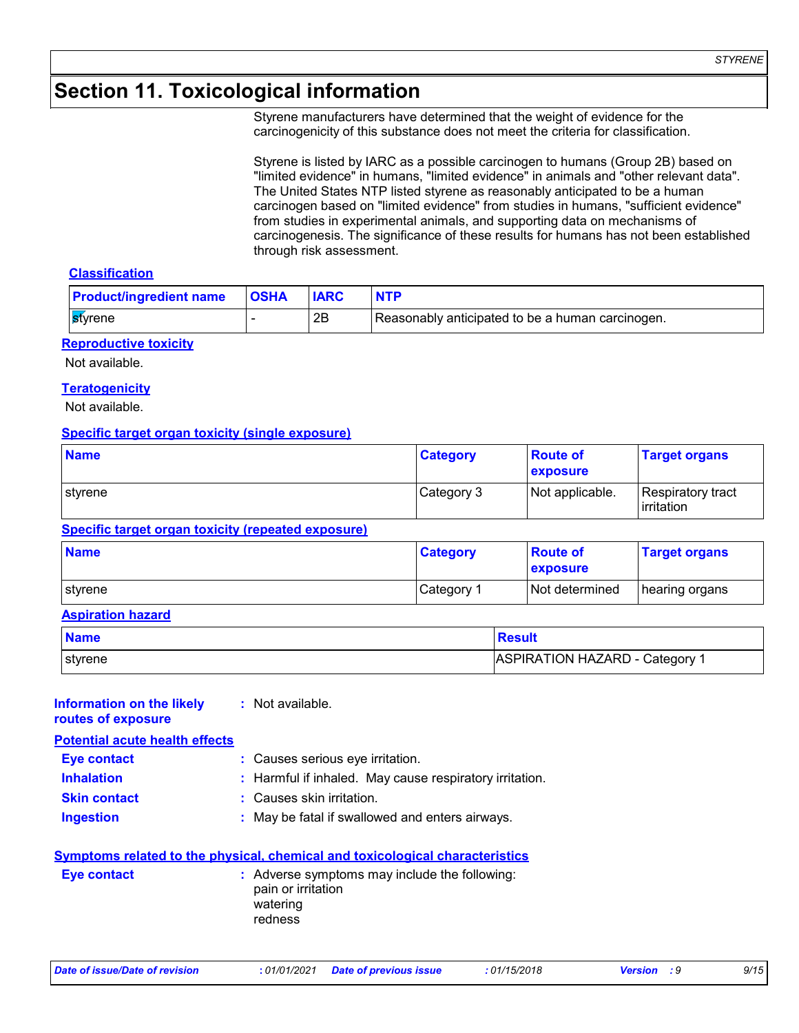# Section 11. Toxicological information

Styrene manufacturers have determined that the weight of evidence for the carcinogenicity of this substance does not meet the criteria for classification.

Styrene is listed by IARC as a possible carcinogen to humans (Group 2B) based on "limited evidence" in humans, "limited evidence" in animals and "other relevant data". The United States NTP listed styrene as reasonably anticipated to be a human carcinogen based on "limited evidence" from studies in humans, "sufficient evidence" from studies in experimental animals, and supporting data on mechanisms of carcinogenesis. The significance of these results for humans has not been established through risk assessment.

**Classification**

| Product/ingredient name | OSHA | IARC | NTP |
|---|---|---|---|
| styrene | - | 2B | Reasonably anticipated to be a human carcinogen. |

**Reproductive toxicity**

Not available.

**Teratogenicity**

Not available.

**Specific target organ toxicity (single exposure)**

| Name | Category | Route of exposure | Target organs |
|---|---|---|---|
| styrene | Category 3 | Not applicable. | Respiratory tract irritation |

**Specific target organ toxicity (repeated exposure)**

| Name | Category | Route of exposure | Target organs |
|---|---|---|---|
| styrene | Category 1 | Not determined | hearing organs |

**Aspiration hazard**

| Name | Result |
|---|---|
| styrene | ASPIRATION HAZARD - Category 1 |

**Information on the likely routes of exposure** : Not available.

**Potential acute health effects**

- **Eye contact** : Causes serious eye irritation.
- **Inhalation** : Harmful if inhaled. May cause respiratory irritation.
- **Skin contact** : Causes skin irritation.
- **Ingestion** : May be fatal if swallowed and enters airways.

**Symptoms related to the physical, chemical and toxicological characteristics**

- **Eye contact** : Adverse symptoms may include the following:
  pain or irritation
  watering
  redness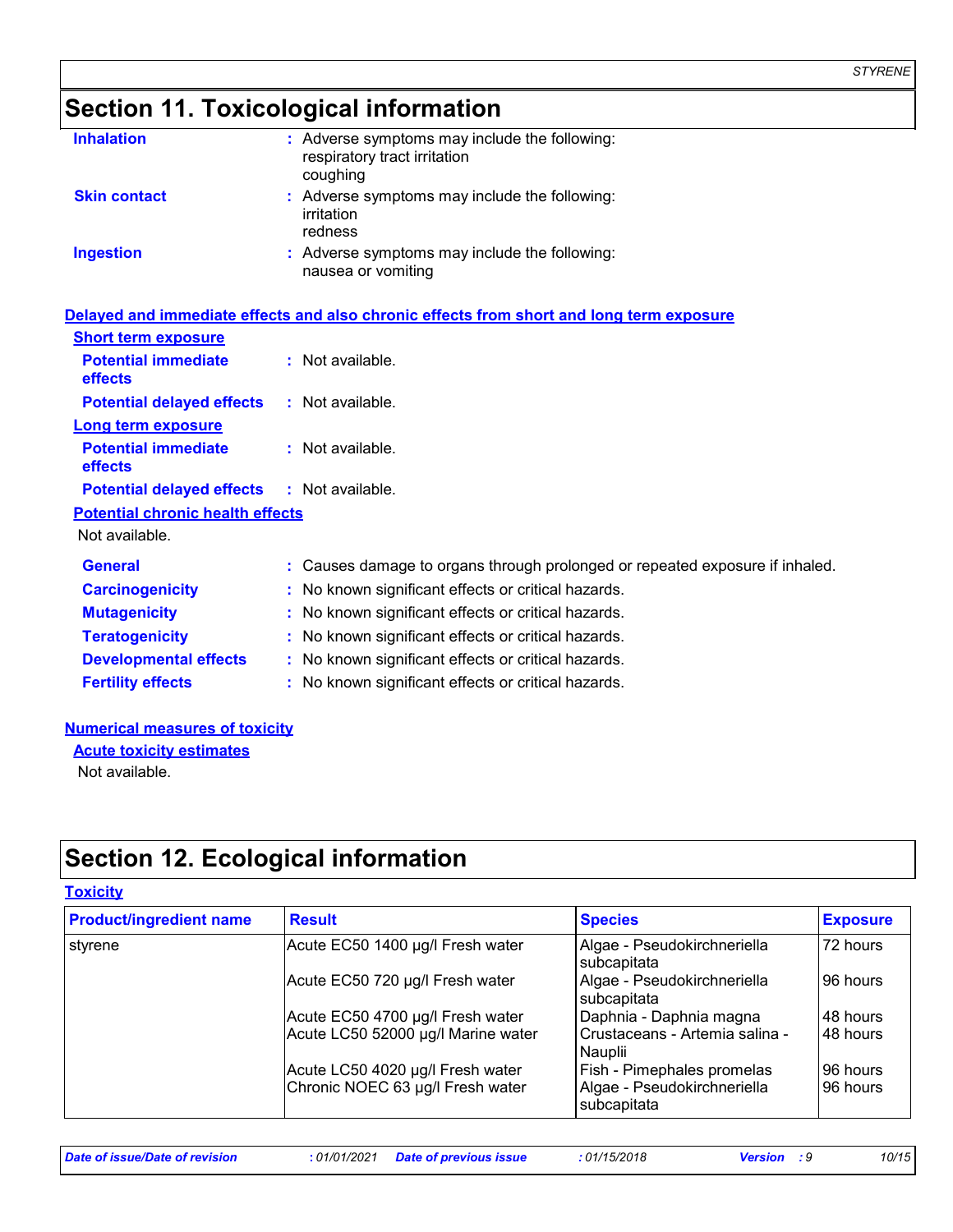## Section 11. Toxicological information

**Inhalation** : Adverse symptoms may include the following:
respiratory tract irritation
coughing

**Skin contact** : Adverse symptoms may include the following:
irritation
redness

**Ingestion** : Adverse symptoms may include the following:
nausea or vomiting

### Delayed and immediate effects and also chronic effects from short and long term exposure

**Short term exposure**

**Potential immediate effects** : Not available.

**Potential delayed effects** : Not available.

**Long term exposure**

**Potential immediate effects** : Not available.

**Potential delayed effects** : Not available.

**Potential chronic health effects**

Not available.

**General** : Causes damage to organs through prolonged or repeated exposure if inhaled.

**Carcinogenicity** : No known significant effects or critical hazards.

**Mutagenicity** : No known significant effects or critical hazards.

**Teratogenicity** : No known significant effects or critical hazards.

**Developmental effects** : No known significant effects or critical hazards.

**Fertility effects** : No known significant effects or critical hazards.

### Numerical measures of toxicity

**Acute toxicity estimates**

Not available.

## Section 12. Ecological information

### Toxicity

| Product/ingredient name | Result | Species | Exposure |
|---|---|---|---|
| styrene | Acute EC50 1400 µg/l Fresh water | Algae - Pseudokirchneriella subcapitata | 72 hours |
| | Acute EC50 720 µg/l Fresh water | Algae - Pseudokirchneriella subcapitata | 96 hours |
| | Acute EC50 4700 µg/l Fresh water | Daphnia - Daphnia magna | 48 hours |
| | Acute LC50 52000 µg/l Marine water | Crustaceans - Artemia salina - Nauplii | 48 hours |
| | Acute LC50 4020 µg/l Fresh water | Fish - Pimephales promelas | 96 hours |
| | Chronic NOEC 63 µg/l Fresh water | Algae - Pseudokirchneriella subcapitata | 96 hours |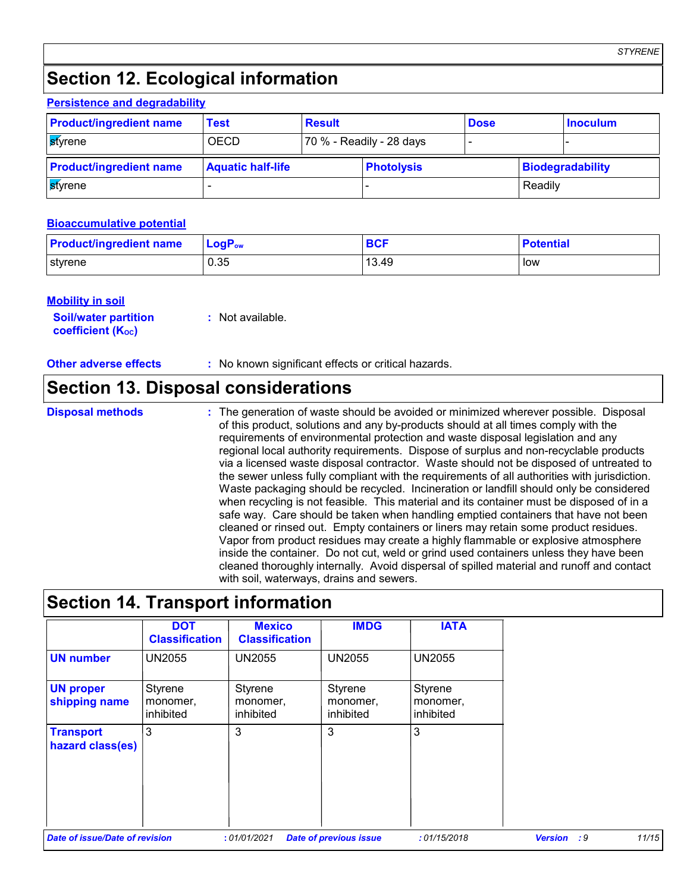## Section 12. Ecological information

### Persistence and degradability

| Product/ingredient name | Test | Result | Dose | Inoculum |
|---|---|---|---|---|
| styrene | OECD | 70 % - Readily - 28 days | - | - |

| Product/ingredient name | Aquatic half-life | Photolysis | Biodegradability |
|---|---|---|---|
| styrene | - | - | Readily |

### Bioaccumulative potential

| Product/ingredient name | $LogP_{ow}$ | BCF | Potential |
|---|---|---|---|
| styrene | 0.35 | 13.49 | low |

### Mobility in soil

**Soil/water partition coefficient ($K_{OC}$)** : Not available.

**Other adverse effects** : No known significant effects or critical hazards.

## Section 13. Disposal considerations

**Disposal methods** : The generation of waste should be avoided or minimized wherever possible. Disposal of this product, solutions and any by-products should at all times comply with the requirements of environmental protection and waste disposal legislation and any regional local authority requirements. Dispose of surplus and non-recyclable products via a licensed waste disposal contractor. Waste should not be disposed of untreated to the sewer unless fully compliant with the requirements of all authorities with jurisdiction. Waste packaging should be recycled. Incineration or landfill should only be considered when recycling is not feasible. This material and its container must be disposed of in a safe way. Care should be taken when handling emptied containers that have not been cleaned or rinsed out. Empty containers or liners may retain some product residues. Vapor from product residues may create a highly flammable or explosive atmosphere inside the container. Do not cut, weld or grind used containers unless they have been cleaned thoroughly internally. Avoid dispersal of spilled material and runoff and contact with soil, waterways, drains and sewers.

## Section 14. Transport information

| | DOT Classification | Mexico Classification | IMDG | IATA |
|---|---|---|---|---|
| **UN number** | UN2055 | UN2055 | UN2055 | UN2055 |
| **UN proper shipping name** | Styrene monomer, inhibited | Styrene monomer, inhibited | Styrene monomer, inhibited | Styrene monomer, inhibited |
| **Transport hazard class(es)** | 3 | 3 | 3 | 3 |

*Date of issue/Date of revision* : 01/01/2021 *Date of previous issue* : 01/15/2018 *Version* : 9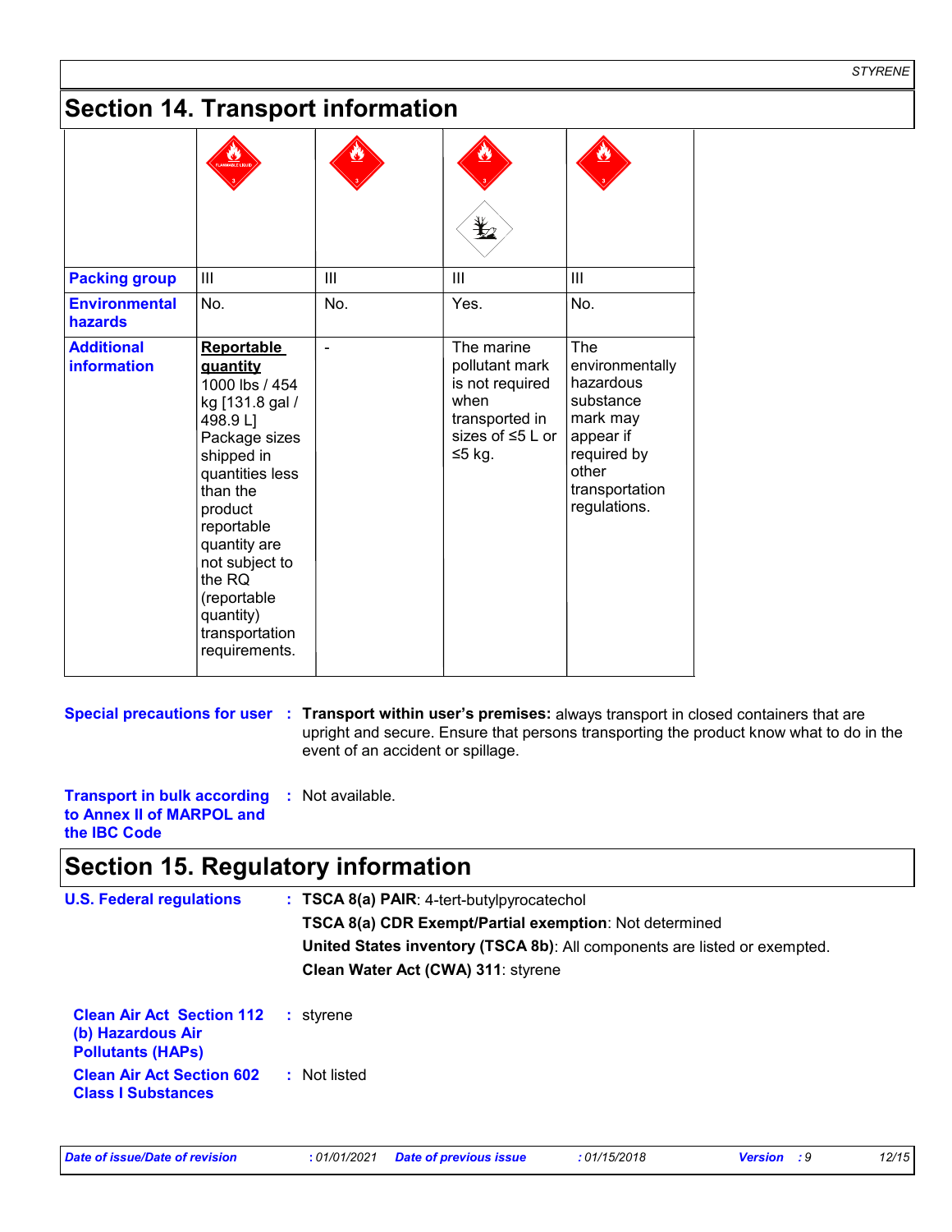## Section 14. Transport information

| | | | | |
|---|---|---|---|---|
| | | | | |
| **Packing group** | III | III | III | III |
| **Environmental hazards** | No. | No. | Yes. | No. |
| **Additional information** | **Reportable quantity** 1000 lbs / 454 kg [131.8 gal / 498.9 L] Package sizes shipped in quantities less than the product reportable quantity are not subject to the RQ (reportable quantity) transportation requirements. | - | The marine pollutant mark is not required when transported in sizes of ≤5 L or ≤5 kg. | The environmentally hazardous substance mark may appear if required by other transportation regulations. |

**Special precautions for user** : **Transport within user's premises:** always transport in closed containers that are upright and secure. Ensure that persons transporting the product know what to do in the event of an accident or spillage.

**Transport in bulk according to Annex II of MARPOL and the IBC Code** : Not available.

## Section 15. Regulatory information

**U.S. Federal regulations** : **TSCA 8(a) PAIR**: 4-tert-butylpyrocatechol

**TSCA 8(a) CDR Exempt/Partial exemption**: Not determined

**United States inventory (TSCA 8b)**: All components are listed or exempted.

**Clean Water Act (CWA) 311**: styrene

**Clean Air Act Section 112 (b) Hazardous Air Pollutants (HAPs)** : styrene

**Clean Air Act Section 602 Class I Substances** : Not listed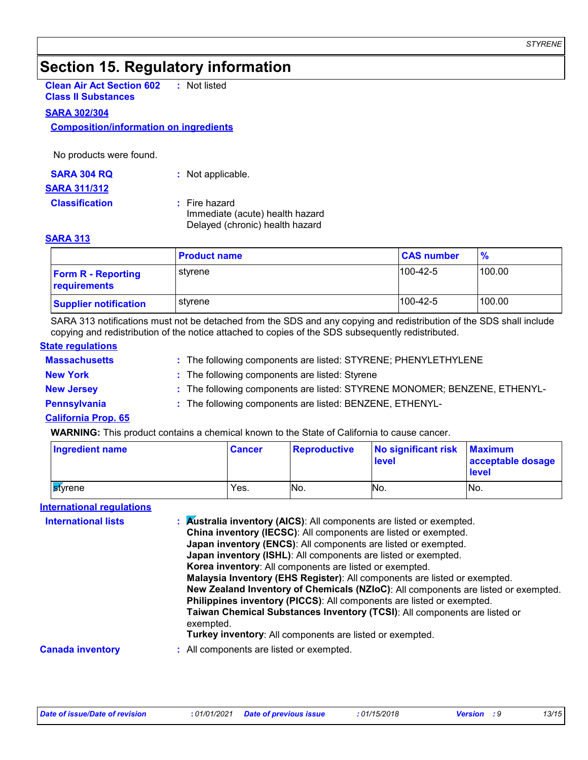# Section 15. Regulatory information

**Clean Air Act Section 602 Class II Substances** : Not listed

**SARA 302/304**

**Composition/information on ingredients**

No products were found.

**SARA 304 RQ** : Not applicable.

**SARA 311/312**

**Classification** : Fire hazard
Immediate (acute) health hazard
Delayed (chronic) health hazard

**SARA 313**

| | Product name | CAS number | % |
|---|---|---|---|
| **Form R - Reporting requirements** | styrene | 100-42-5 | 100.00 |
| **Supplier notification** | styrene | 100-42-5 | 100.00 |

SARA 313 notifications must not be detached from the SDS and any copying and redistribution of the SDS shall include copying and redistribution of the notice attached to copies of the SDS subsequently redistributed.

**State regulations**

**Massachusetts** : The following components are listed: STYRENE; PHENYLETHYLENE

**New York** : The following components are listed: Styrene

**New Jersey** : The following components are listed: STYRENE MONOMER; BENZENE, ETHENYL-

**Pennsylvania** : The following components are listed: BENZENE, ETHENYL-

**California Prop. 65**

**WARNING:** This product contains a chemical known to the State of California to cause cancer.

| Ingredient name | Cancer | Reproductive | No significant risk level | Maximum acceptable dosage level |
|---|---|---|---|---|
| styrene | Yes. | No. | No. | No. |

**International regulations**

**International lists** :
**Australia inventory (AICS)**: All components are listed or exempted.
**China inventory (IECSC)**: All components are listed or exempted.
**Japan inventory (ENCS)**: All components are listed or exempted.
**Japan inventory (ISHL)**: All components are listed or exempted.
**Korea inventory**: All components are listed or exempted.
**Malaysia Inventory (EHS Register)**: All components are listed or exempted.
**New Zealand Inventory of Chemicals (NZIoC)**: All components are listed or exempted.
**Philippines inventory (PICCS)**: All components are listed or exempted.
**Taiwan Chemical Substances Inventory (TCSI)**: All components are listed or exempted.
**Turkey inventory**: All components are listed or exempted.

**Canada inventory** : All components are listed or exempted.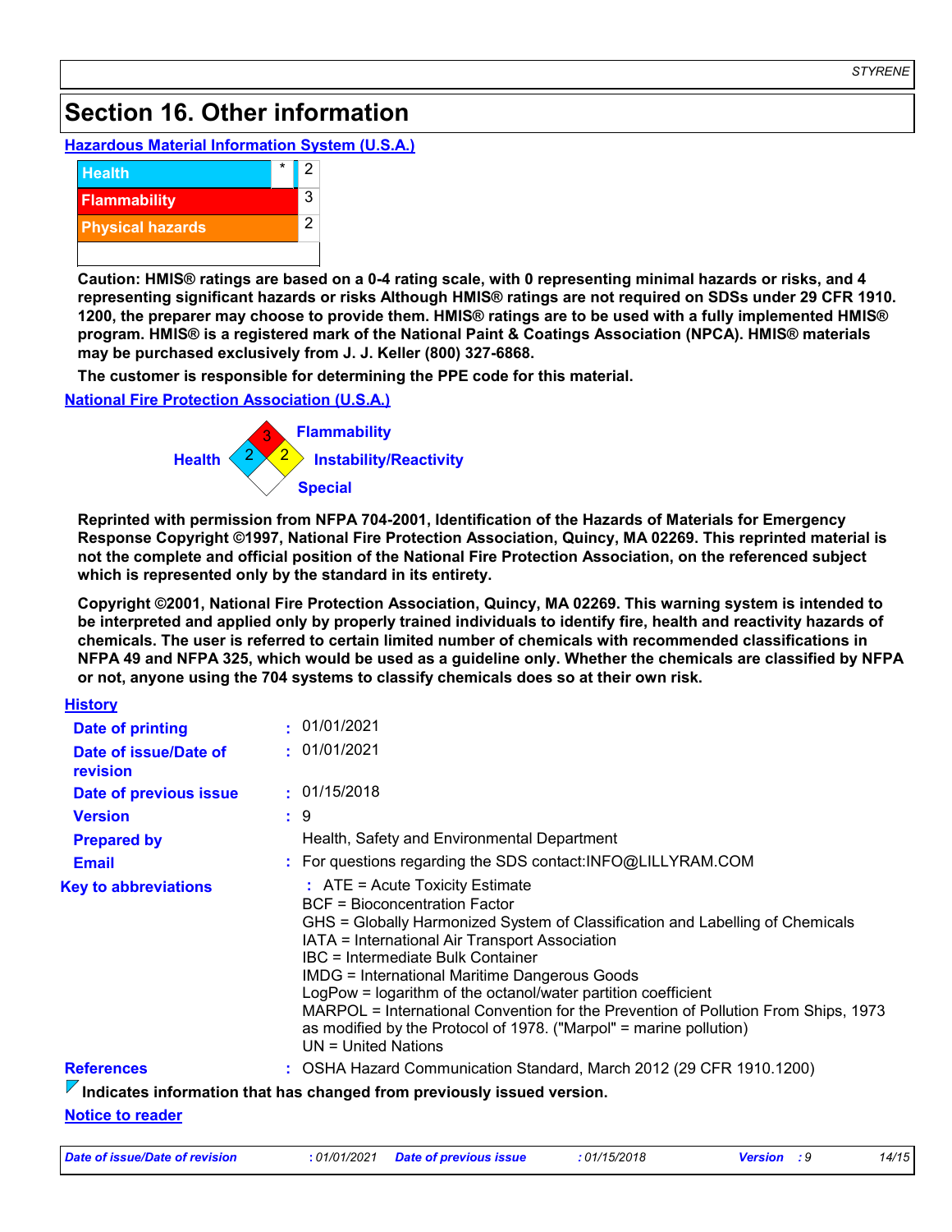## Section 16. Other information

**Hazardous Material Information System (U.S.A.)**

| | | |
|---|---|---|
| Health | * | 2 |
| Flammability | | 3 |
| Physical hazards | | 2 |

**Caution: HMIS® ratings are based on a 0-4 rating scale, with 0 representing minimal hazards or risks, and 4 representing significant hazards or risks Although HMIS® ratings are not required on SDSs under 29 CFR 1910. 1200, the preparer may choose to provide them. HMIS® ratings are to be used with a fully implemented HMIS® program. HMIS® is a registered mark of the National Paint & Coatings Association (NPCA). HMIS® materials may be purchased exclusively from J. J. Keller (800) 327-6868.**

**The customer is responsible for determining the PPE code for this material.**

**National Fire Protection Association (U.S.A.)**

- Health: 2
- Flammability: 3
- Instability/Reactivity: 2
- Special:

**Reprinted with permission from NFPA 704-2001, Identification of the Hazards of Materials for Emergency Response Copyright ©1997, National Fire Protection Association, Quincy, MA 02269. This reprinted material is not the complete and official position of the National Fire Protection Association, on the referenced subject which is represented only by the standard in its entirety.**

**Copyright ©2001, National Fire Protection Association, Quincy, MA 02269. This warning system is intended to be interpreted and applied only by properly trained individuals to identify fire, health and reactivity hazards of chemicals. The user is referred to certain limited number of chemicals with recommended classifications in NFPA 49 and NFPA 325, which would be used as a guideline only. Whether the chemicals are classified by NFPA or not, anyone using the 704 systems to classify chemicals does so at their own risk.**

**History**

| | |
|---|---|
| **Date of printing** | : 01/01/2021 |
| **Date of issue/Date of revision** | : 01/01/2021 |
| **Date of previous issue** | : 01/15/2018 |
| **Version** | : 9 |
| **Prepared by** | Health, Safety and Environmental Department |
| **Email** | : For questions regarding the SDS contact:INFO@LILLYRAM.COM |

**Key to abbreviations** : ATE = Acute Toxicity Estimate
BCF = Bioconcentration Factor
GHS = Globally Harmonized System of Classification and Labelling of Chemicals
IATA = International Air Transport Association
IBC = Intermediate Bulk Container
IMDG = International Maritime Dangerous Goods
LogPow = logarithm of the octanol/water partition coefficient
MARPOL = International Convention for the Prevention of Pollution From Ships, 1973 as modified by the Protocol of 1978. ("Marpol" = marine pollution)
UN = United Nations

**References** : OSHA Hazard Communication Standard, March 2012 (29 CFR 1910.1200)

**Indicates information that has changed from previously issued version.**

**Notice to reader**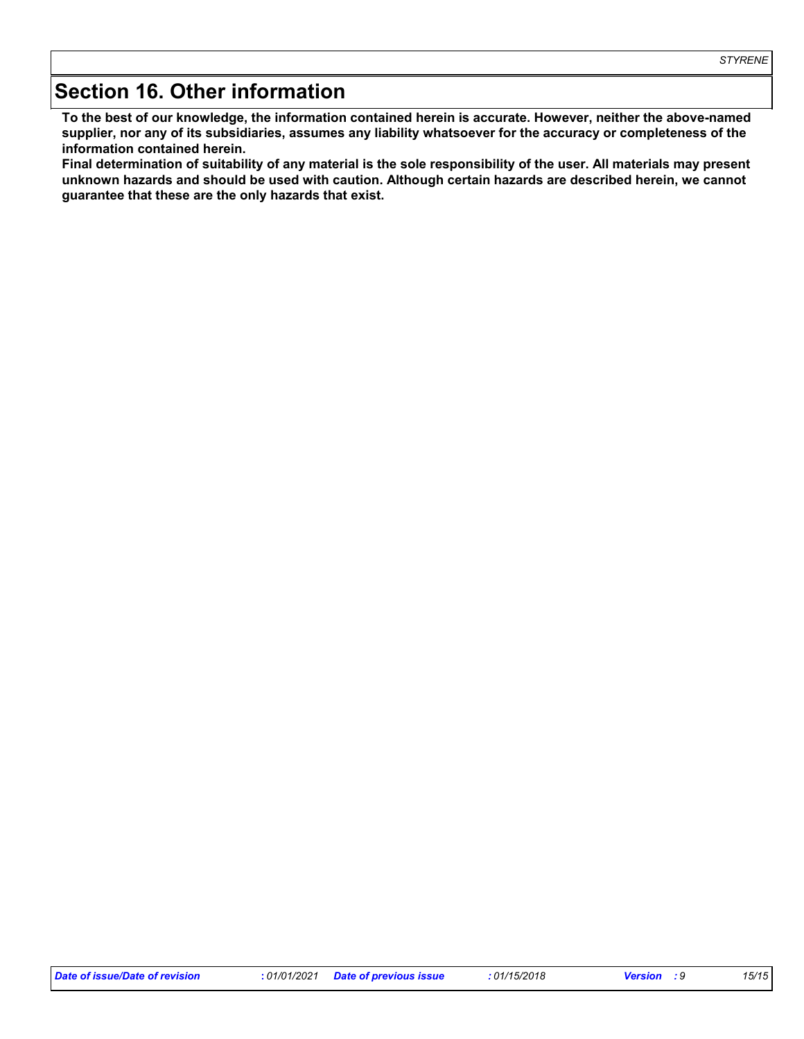# Section 16. Other information

**To the best of our knowledge, the information contained herein is accurate. However, neither the above-named supplier, nor any of its subsidiaries, assumes any liability whatsoever for the accuracy or completeness of the information contained herein.**

**Final determination of suitability of any material is the sole responsibility of the user. All materials may present unknown hazards and should be used with caution. Although certain hazards are described herein, we cannot guarantee that these are the only hazards that exist.**